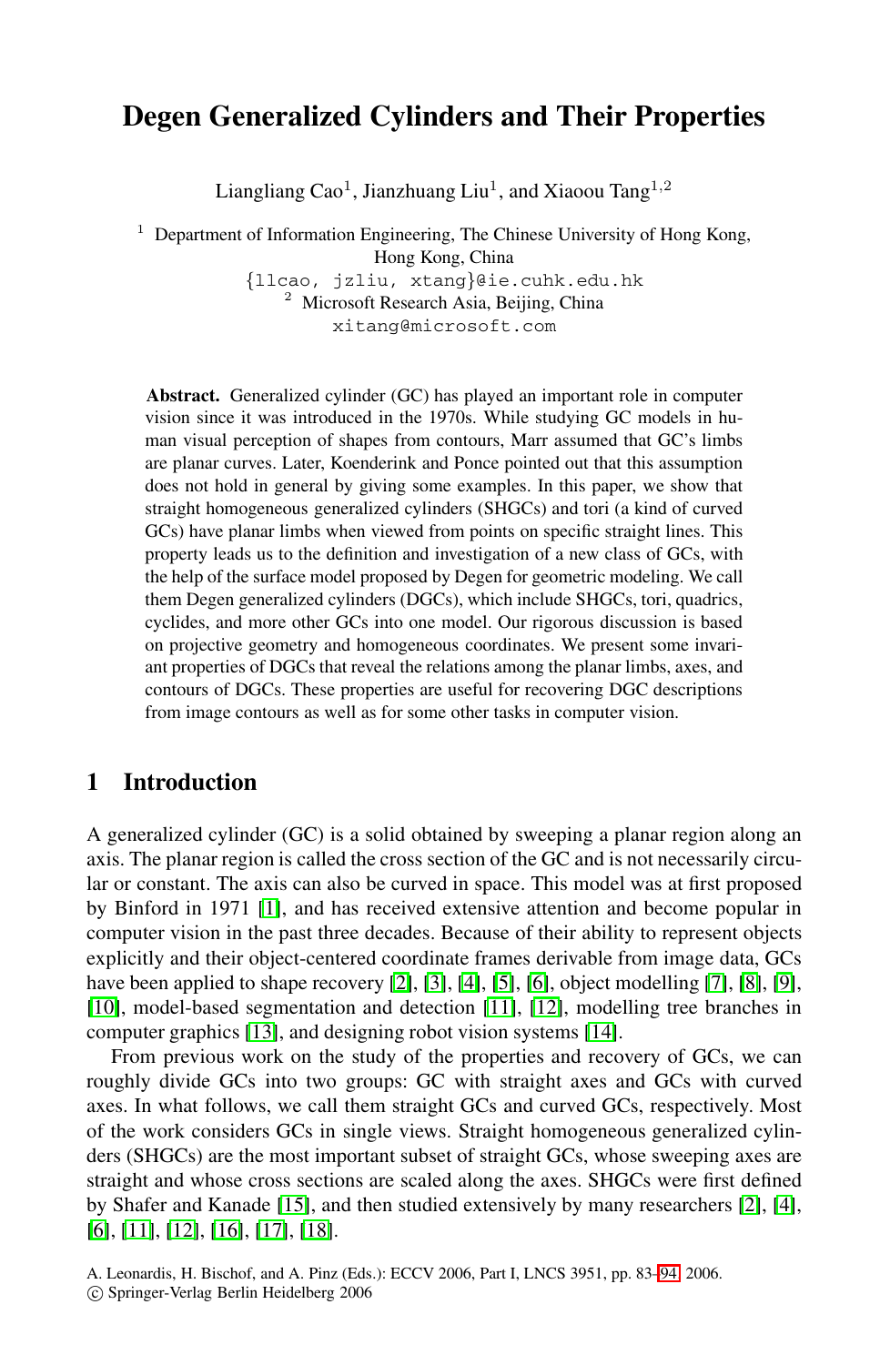# Degen Generalized Cylinders and Their Properties

Liangliang Cao[1], Jianzhuang Liu[1], and Xiaoou Tang[1,2]

[1] Department of Information Engineering, The Chinese University of Hong Kong, Hong Kong, China
{llcao, jzliu, xtang}@ie.cuhk.edu.hk

[2] Microsoft Research Asia, Beijing, China
xitang@microsoft.com

**Abstract.** Generalized cylinder (GC) has played an important role in computer vision since it was introduced in the 1970s. While studying GC models in human visual perception of shapes from contours, Marr assumed that GC's limbs are planar curves. Later, Koenderink and Ponce pointed out that this assumption does not hold in general by giving some examples. In this paper, we show that straight homogeneous generalized cylinders (SHGCs) and tori (a kind of curved GCs) have planar limbs when viewed from points on specific straight lines. This property leads us to the definition and investigation of a new class of GCs, with the help of the surface model proposed by Degen for geometric modeling. We call them Degen generalized cylinders (DGCs), which include SHGCs, tori, quadrics, cyclides, and more other GCs into one model. Our rigorous discussion is based on projective geometry and homogeneous coordinates. We present some invariant properties of DGCs that reveal the relations among the planar limbs, axes, and contours of DGCs. These properties are useful for recovering DGC descriptions from image contours as well as for some other tasks in computer vision.

## 1 Introduction

A generalized cylinder (GC) is a solid obtained by sweeping a planar region along an axis. The planar region is called the cross section of the GC and is not necessarily circular or constant. The axis can also be curved in space. This model was at first proposed by Binford in 1971 [1], and has received extensive attention and become popular in computer vision in the past three decades. Because of their ability to represent objects explicitly and their object-centered coordinate frames derivable from image data, GCs have been applied to shape recovery [2], [3], [4], [5], [6], object modelling [7], [8], [9], [10], model-based segmentation and detection [11], [12], modelling tree branches in computer graphics [13], and designing robot vision systems [14].

From previous work on the study of the properties and recovery of GCs, we can roughly divide GCs into two groups: GC with straight axes and GCs with curved axes. In what follows, we call them straight GCs and curved GCs, respectively. Most of the work considers GCs in single views. Straight homogeneous generalized cylinders (SHGCs) are the most important subset of straight GCs, whose sweeping axes are straight and whose cross sections are scaled along the axes. SHGCs were first defined by Shafer and Kanade [15], and then studied extensively by many researchers [2], [4], [6], [11], [12], [16], [17], [18].

A. Leonardis, H. Bischof, and A. Pinz (Eds.): ECCV 2006, Part I, LNCS 3951, pp. 83–94, 2006.
© Springer-Verlag Berlin Heidelberg 2006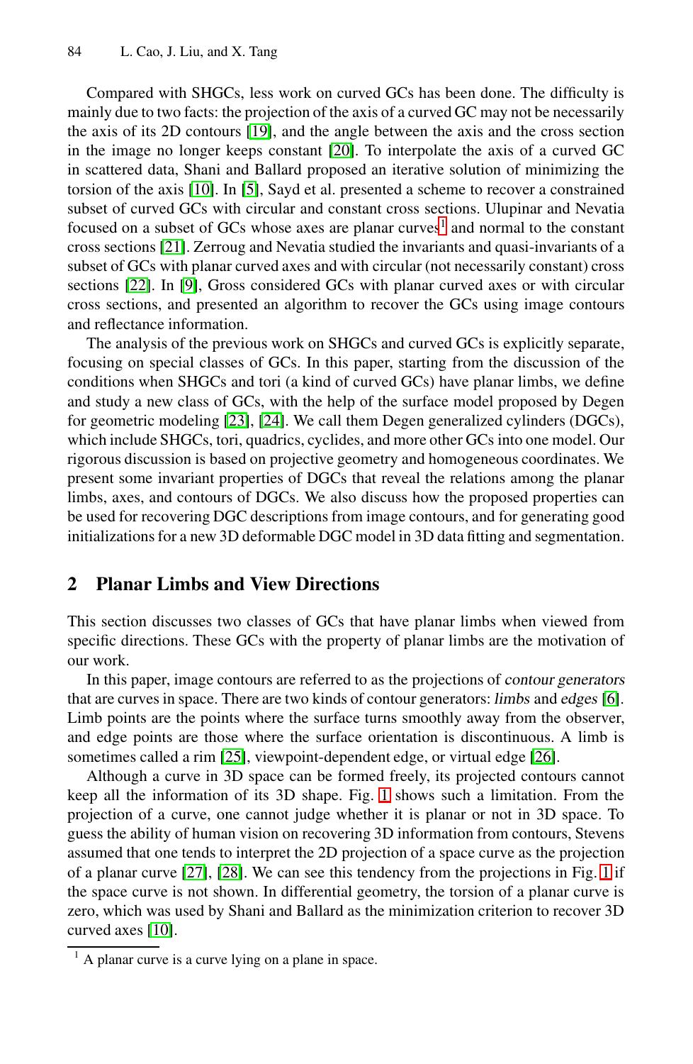Compared with SHGCs, less work on curved GCs has been done. The difficulty is mainly due to two facts: the projection of the axis of a curved GC may not be necessarily the axis of its 2D contours [19], and the angle between the axis and the cross section in the image no longer keeps constant [20]. To interpolate the axis of a curved GC in scattered data, Shani and Ballard proposed an iterative solution of minimizing the torsion of the axis [10]. In [5], Sayd et al. presented a scheme to recover a constrained subset of curved GCs with circular and constant cross sections. Ulupinar and Nevatia focused on a subset of GCs whose axes are planar curves[1] and normal to the constant cross sections [21]. Zerroug and Nevatia studied the invariants and quasi-invariants of a subset of GCs with planar curved axes and with circular (not necessarily constant) cross sections [22]. In [9], Gross considered GCs with planar curved axes or with circular cross sections, and presented an algorithm to recover the GCs using image contours and reflectance information.

The analysis of the previous work on SHGCs and curved GCs is explicitly separate, focusing on special classes of GCs. In this paper, starting from the discussion of the conditions when SHGCs and tori (a kind of curved GCs) have planar limbs, we define and study a new class of GCs, with the help of the surface model proposed by Degen for geometric modeling [23], [24]. We call them Degen generalized cylinders (DGCs), which include SHGCs, tori, quadrics, cyclides, and more other GCs into one model. Our rigorous discussion is based on projective geometry and homogeneous coordinates. We present some invariant properties of DGCs that reveal the relations among the planar limbs, axes, and contours of DGCs. We also discuss how the proposed properties can be used for recovering DGC descriptions from image contours, and for generating good initializations for a new 3D deformable DGC model in 3D data fitting and segmentation.

## 2 Planar Limbs and View Directions

This section discusses two classes of GCs that have planar limbs when viewed from specific directions. These GCs with the property of planar limbs are the motivation of our work.

In this paper, image contours are referred to as the projections of *contour generators* that are curves in space. There are two kinds of contour generators: *limbs* and *edges* [6]. Limb points are the points where the surface turns smoothly away from the observer, and edge points are those where the surface orientation is discontinuous. A limb is sometimes called a rim [25], viewpoint-dependent edge, or virtual edge [26].

Although a curve in 3D space can be formed freely, its projected contours cannot keep all the information of its 3D shape. Fig. 1 shows such a limitation. From the projection of a curve, one cannot judge whether it is planar or not in 3D space. To guess the ability of human vision on recovering 3D information from contours, Stevens assumed that one tends to interpret the 2D projection of a space curve as the projection of a planar curve [27], [28]. We can see this tendency from the projections in Fig. 1 if the space curve is not shown. In differential geometry, the torsion of a planar curve is zero, which was used by Shani and Ballard as the minimization criterion to recover 3D curved axes [10].

[1] A planar curve is a curve lying on a plane in space.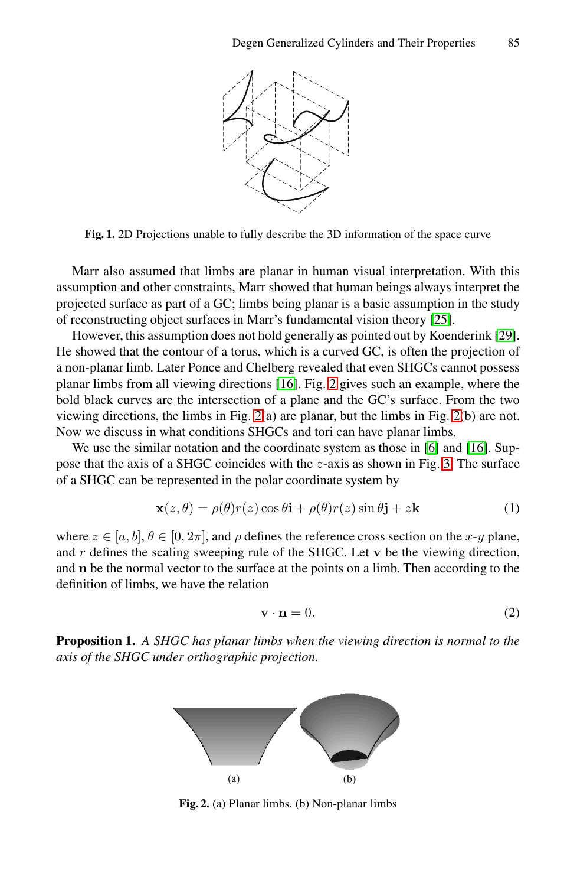**Fig. 1.** 2D Projections unable to fully describe the 3D information of the space curve

Marr also assumed that limbs are planar in human visual interpretation. With this assumption and other constraints, Marr showed that human beings always interpret the projected surface as part of a GC; limbs being planar is a basic assumption in the study of reconstructing object surfaces in Marr's fundamental vision theory [25].

However, this assumption does not hold generally as pointed out by Koenderink [29]. He showed that the contour of a torus, which is a curved GC, is often the projection of a non-planar limb. Later Ponce and Chelberg revealed that even SHGCs cannot possess planar limbs from all viewing directions [16]. Fig. 2 gives such an example, where the bold black curves are the intersection of a plane and the GC's surface. From the two viewing directions, the limbs in Fig. 2(a) are planar, but the limbs in Fig. 2(b) are not. Now we discuss in what conditions SHGCs and tori can have planar limbs.

We use the similar notation and the coordinate system as those in [6] and [16]. Suppose that the axis of a SHGC coincides with the $z$-axis as shown in Fig. 3. The surface of a SHGC can be represented in the polar coordinate system by

$$\mathbf{x}(z,\theta) = \rho(\theta)r(z)\cos\theta\mathbf{i} + \rho(\theta)r(z)\sin\theta\mathbf{j} + z\mathbf{k} \tag{1}$$

where $z \in [a,b]$, $\theta \in [0,2\pi]$, and $\rho$ defines the reference cross section on the $x$-$y$ plane, and $r$ defines the scaling sweeping rule of the SHGC. Let $\mathbf{v}$ be the viewing direction, and $\mathbf{n}$ be the normal vector to the surface at the points on a limb. Then according to the definition of limbs, we have the relation

$$\mathbf{v} \cdot \mathbf{n} = 0. \tag{2}$$

**Proposition 1.** *A SHGC has planar limbs when the viewing direction is normal to the axis of the SHGC under orthographic projection.*

(a) (b)

**Fig. 2.** (a) Planar limbs. (b) Non-planar limbs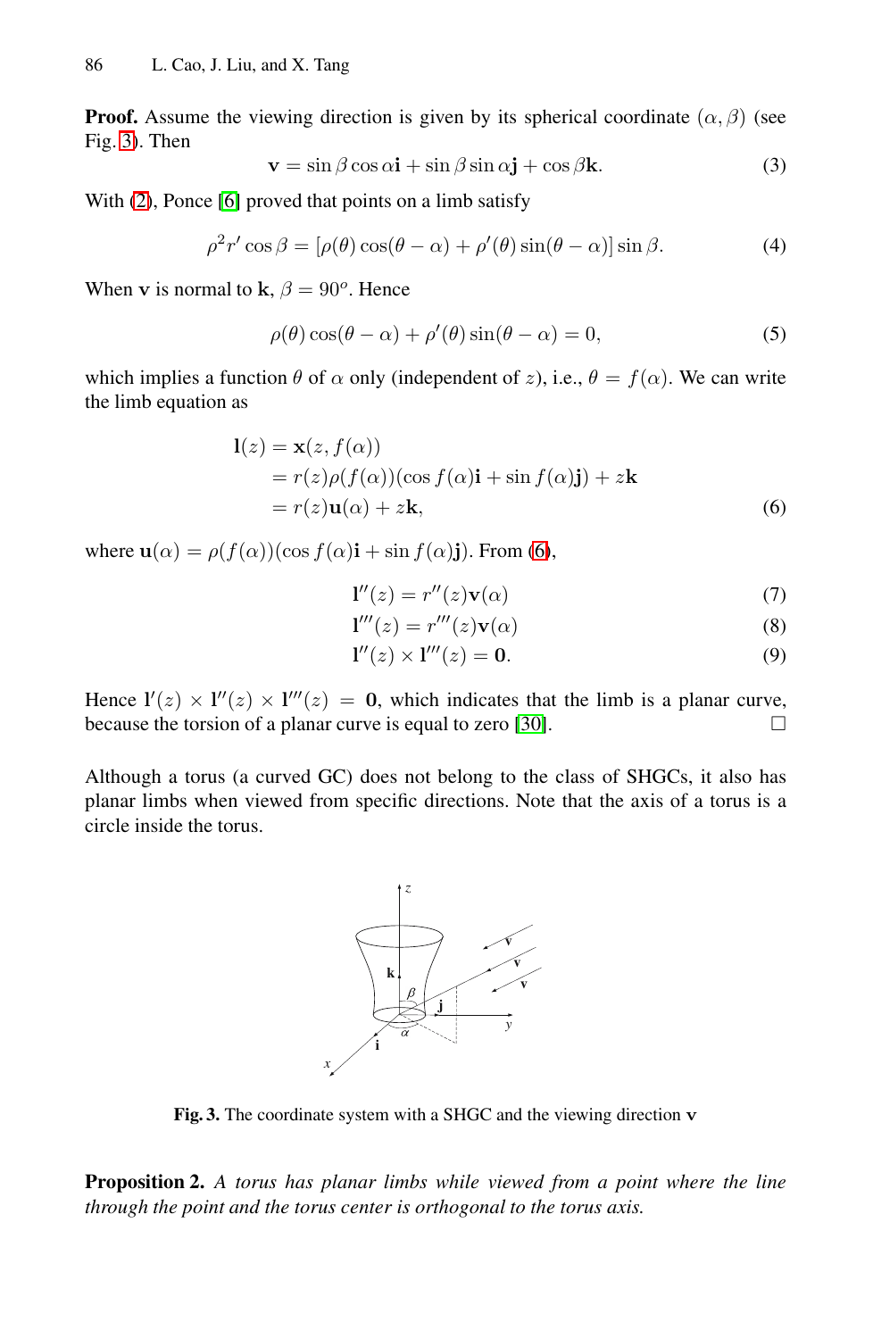**Proof.** Assume the viewing direction is given by its spherical coordinate $(\alpha, \beta)$ (see Fig. 3). Then

$$\mathbf{v} = \sin\beta\cos\alpha\mathbf{i} + \sin\beta\sin\alpha\mathbf{j} + \cos\beta\mathbf{k}. \tag{3}$$

With (2), Ponce [6] proved that points on a limb satisfy

$$\rho^2 r' \cos\beta = [\rho(\theta)\cos(\theta - \alpha) + \rho'(\theta)\sin(\theta - \alpha)]\sin\beta. \tag{4}$$

When $\mathbf{v}$ is normal to $\mathbf{k}$, $\beta = 90^o$. Hence

$$\rho(\theta)\cos(\theta - \alpha) + \rho'(\theta)\sin(\theta - \alpha) = 0, \tag{5}$$

which implies a function $\theta$ of $\alpha$ only (independent of $z$), i.e., $\theta = f(\alpha)$. We can write the limb equation as

$$\begin{aligned}
\mathbf{l}(z) &= \mathbf{x}(z, f(\alpha)) \\
&= r(z)\rho(f(\alpha))(\cos f(\alpha)\mathbf{i} + \sin f(\alpha)\mathbf{j}) + z\mathbf{k} \\
&= r(z)\mathbf{u}(\alpha) + z\mathbf{k},
\end{aligned} \tag{6}$$

where $\mathbf{u}(\alpha) = \rho(f(\alpha))(\cos f(\alpha)\mathbf{i} + \sin f(\alpha)\mathbf{j})$. From (6),

$$\mathbf{l}''(z) = r''(z)\mathbf{v}(\alpha) \tag{7}$$

$$\mathbf{l}'''(z) = r'''(z)\mathbf{v}(\alpha) \tag{8}$$

$$\mathbf{l}''(z) \times \mathbf{l}'''(z) = \mathbf{0}. \tag{9}$$

Hence $\mathbf{l}'(z) \times \mathbf{l}''(z) \times \mathbf{l}'''(z) = \mathbf{0}$, which indicates that the limb is a planar curve, because the torsion of a planar curve is equal to zero [30]. □

Although a torus (a curved GC) does not belong to the class of SHGCs, it also has planar limbs when viewed from specific directions. Note that the axis of a torus is a circle inside the torus.

z
k
β
j
y
α
i
x
v
v
v

**Fig. 3.** The coordinate system with a SHGC and the viewing direction $\mathbf{v}$

**Proposition 2.** *A torus has planar limbs while viewed from a point where the line through the point and the torus center is orthogonal to the torus axis.*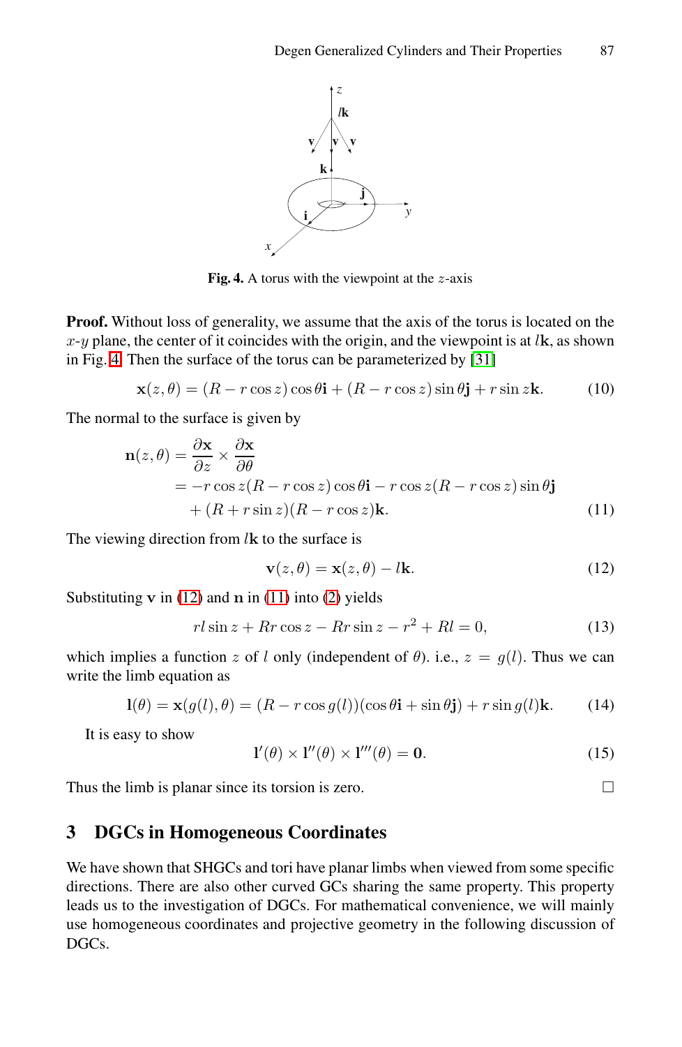Fig. 4. A torus with the viewpoint at the $z$-axis

**Proof.** Without loss of generality, we assume that the axis of the torus is located on the $x$-$y$ plane, the center of it coincides with the origin, and the viewpoint is at $l\mathbf{k}$, as shown in Fig. 4. Then the surface of the torus can be parameterized by [31]

$$\mathbf{x}(z,\theta) = (R - r\cos z)\cos\theta\mathbf{i} + (R - r\cos z)\sin\theta\mathbf{j} + r\sin z\mathbf{k}. \tag{10}$$

The normal to the surface is given by

$$\begin{aligned}\mathbf{n}(z,\theta) &= \frac{\partial \mathbf{x}}{\partial z} \times \frac{\partial \mathbf{x}}{\partial \theta} \\ &= -r\cos z(R - r\cos z)\cos\theta\mathbf{i} - r\cos z(R - r\cos z)\sin\theta\mathbf{j} \\ &\quad + (R + r\sin z)(R - r\cos z)\mathbf{k}.\end{aligned} \tag{11}$$

The viewing direction from $l\mathbf{k}$ to the surface is

$$\mathbf{v}(z,\theta) = \mathbf{x}(z,\theta) - l\mathbf{k}. \tag{12}$$

Substituting $\mathbf{v}$ in (12) and $\mathbf{n}$ in (11) into (2) yields

$$rl\sin z + Rr\cos z - Rr\sin z - r^2 + Rl = 0, \tag{13}$$

which implies a function $z$ of $l$ only (independent of $\theta$). i.e., $z = g(l)$. Thus we can write the limb equation as

$$\mathbf{l}(\theta) = \mathbf{x}(g(l),\theta) = (R - r\cos g(l))(\cos\theta\mathbf{i} + \sin\theta\mathbf{j}) + r\sin g(l)\mathbf{k}. \tag{14}$$

It is easy to show

$$\mathbf{l}'(\theta) \times \mathbf{l}''(\theta) \times \mathbf{l}'''(\theta) = \mathbf{0}. \tag{15}$$

Thus the limb is planar since its torsion is zero. □

## 3 DGCs in Homogeneous Coordinates

We have shown that SHGCs and tori have planar limbs when viewed from some specific directions. There are also other curved GCs sharing the same property. This property leads us to the investigation of DGCs. For mathematical convenience, we will mainly use homogeneous coordinates and projective geometry in the following discussion of DGCs.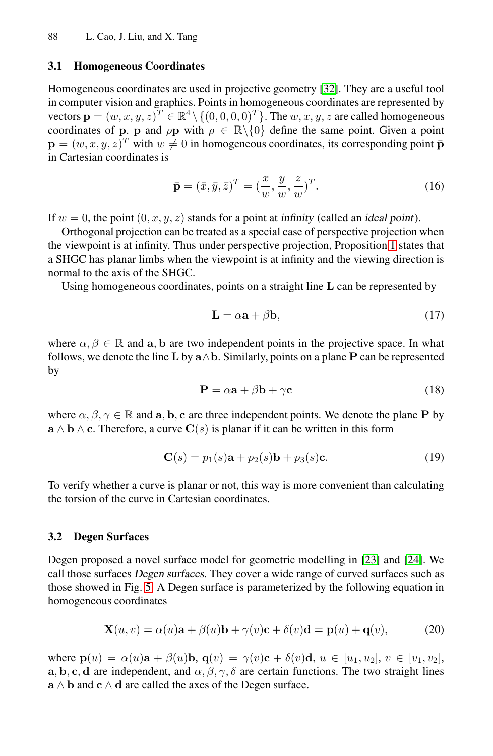### 3.1 Homogeneous Coordinates

Homogeneous coordinates are used in projective geometry [32]. They are a useful tool in computer vision and graphics. Points in homogeneous coordinates are represented by vectors $\mathbf{p} = (w, x, y, z)^T \in \mathbb{R}^4 \backslash \{(0, 0, 0, 0)^T\}$. The $w, x, y, z$ are called homogeneous coordinates of $\mathbf{p}$. $\mathbf{p}$ and $\rho\mathbf{p}$ with $\rho \in \mathbb{R}\backslash\{0\}$ define the same point. Given a point $\mathbf{p} = (w, x, y, z)^T$ with $w \neq 0$ in homogeneous coordinates, its corresponding point $\bar{\mathbf{p}}$ in Cartesian coordinates is

$$\bar{\mathbf{p}} = (\bar{x}, \bar{y}, \bar{z})^T = (\frac{x}{w}, \frac{y}{w}, \frac{z}{w})^T. \tag{16}$$

If $w = 0$, the point $(0, x, y, z)$ stands for a point at *infinity* (called an *ideal point*).

Orthogonal projection can be treated as a special case of perspective projection when the viewpoint is at infinity. Thus under perspective projection, Proposition 1 states that a SHGC has planar limbs when the viewpoint is at infinity and the viewing direction is normal to the axis of the SHGC.

Using homogeneous coordinates, points on a straight line $\mathbf{L}$ can be represented by

$$\mathbf{L} = \alpha\mathbf{a} + \beta\mathbf{b}, \tag{17}$$

where $\alpha, \beta \in \mathbb{R}$ and $\mathbf{a}, \mathbf{b}$ are two independent points in the projective space. In what follows, we denote the line $\mathbf{L}$ by $\mathbf{a}\wedge\mathbf{b}$. Similarly, points on a plane $\mathbf{P}$ can be represented by

$$\mathbf{P} = \alpha\mathbf{a} + \beta\mathbf{b} + \gamma\mathbf{c} \tag{18}$$

where $\alpha, \beta, \gamma \in \mathbb{R}$ and $\mathbf{a}, \mathbf{b}, \mathbf{c}$ are three independent points. We denote the plane $\mathbf{P}$ by $\mathbf{a} \wedge \mathbf{b} \wedge \mathbf{c}$. Therefore, a curve $\mathbf{C}(s)$ is planar if it can be written in this form

$$\mathbf{C}(s) = p_1(s)\mathbf{a} + p_2(s)\mathbf{b} + p_3(s)\mathbf{c}. \tag{19}$$

To verify whether a curve is planar or not, this way is more convenient than calculating the torsion of the curve in Cartesian coordinates.

### 3.2 Degen Surfaces

Degen proposed a novel surface model for geometric modelling in [23] and [24]. We call those surfaces *Degen surfaces*. They cover a wide range of curved surfaces such as those showed in Fig. 5. A Degen surface is parameterized by the following equation in homogeneous coordinates

$$\mathbf{X}(u, v) = \alpha(u)\mathbf{a} + \beta(u)\mathbf{b} + \gamma(v)\mathbf{c} + \delta(v)\mathbf{d} = \mathbf{p}(u) + \mathbf{q}(v), \tag{20}$$

where $\mathbf{p}(u) = \alpha(u)\mathbf{a} + \beta(u)\mathbf{b}$, $\mathbf{q}(v) = \gamma(v)\mathbf{c} + \delta(v)\mathbf{d}$, $u \in [u_1, u_2]$, $v \in [v_1, v_2]$, $\mathbf{a}, \mathbf{b}, \mathbf{c}, \mathbf{d}$ are independent, and $\alpha, \beta, \gamma, \delta$ are certain functions. The two straight lines $\mathbf{a} \wedge \mathbf{b}$ and $\mathbf{c} \wedge \mathbf{d}$ are called the axes of the Degen surface.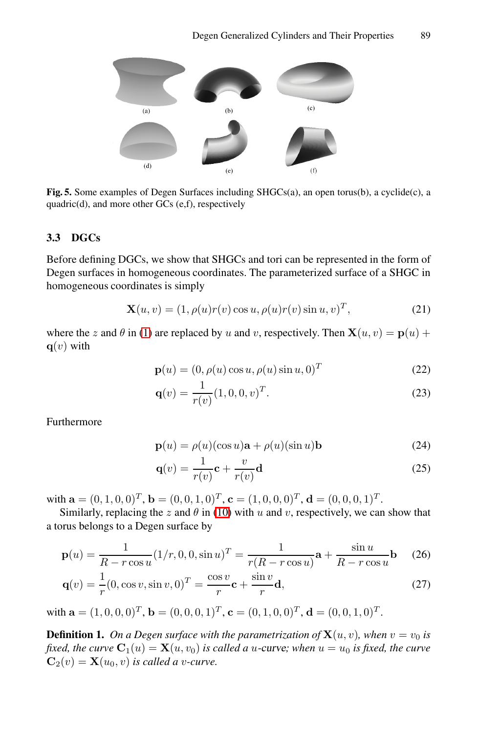(a) (b) (c)

(d) (e) (f)

**Fig. 5.** Some examples of Degen Surfaces including SHGCs(a), an open torus(b), a cyclide(c), a quadric(d), and more other GCs (e,f), respectively

### 3.3 DGCs

Before defining DGCs, we show that SHGCs and tori can be represented in the form of Degen surfaces in homogeneous coordinates. The parameterized surface of a SHGC in homogeneous coordinates is simply

$$\mathbf{X}(u,v) = (1, \rho(u)r(v)\cos u, \rho(u)r(v)\sin u, v)^T, \tag{21}$$

where the $z$ and $\theta$ in (1) are replaced by $u$ and $v$, respectively. Then $\mathbf{X}(u,v) = \mathbf{p}(u) + \mathbf{q}(v)$ with

$$\mathbf{p}(u) = (0, \rho(u)\cos u, \rho(u)\sin u, 0)^T \tag{22}$$

$$\mathbf{q}(v) = \frac{1}{r(v)}(1, 0, 0, v)^T. \tag{23}$$

Furthermore

$$\mathbf{p}(u) = \rho(u)(\cos u)\mathbf{a} + \rho(u)(\sin u)\mathbf{b} \tag{24}$$

$$\mathbf{q}(v) = \frac{1}{r(v)}\mathbf{c} + \frac{v}{r(v)}\mathbf{d} \tag{25}$$

with $\mathbf{a} = (0,1,0,0)^T$, $\mathbf{b} = (0,0,1,0)^T$, $\mathbf{c} = (1,0,0,0)^T$, $\mathbf{d} = (0,0,0,1)^T$.

Similarly, replacing the $z$ and $\theta$ in (10) with $u$ and $v$, respectively, we can show that a torus belongs to a Degen surface by

$$\mathbf{p}(u) = \frac{1}{R - r\cos u}(1/r, 0, 0, \sin u)^T = \frac{1}{r(R - r\cos u)}\mathbf{a} + \frac{\sin u}{R - r\cos u}\mathbf{b} \tag{26}$$

$$\mathbf{q}(v) = \frac{1}{r}(0, \cos v, \sin v, 0)^T = \frac{\cos v}{r}\mathbf{c} + \frac{\sin v}{r}\mathbf{d}, \tag{27}$$

with $\mathbf{a} = (1,0,0,0)^T$, $\mathbf{b} = (0,0,0,1)^T$, $\mathbf{c} = (0,1,0,0)^T$, $\mathbf{d} = (0,0,1,0)^T$.

**Definition 1.** *On a Degen surface with the parametrization of* $\mathbf{X}(u,v)$*, when* $v = v_0$ *is fixed, the curve* $\mathbf{C}_1(u) = \mathbf{X}(u, v_0)$ *is called a* $u$-*curve; when* $u = u_0$ *is fixed, the curve* $\mathbf{C}_2(v) = \mathbf{X}(u_0, v)$ *is called a* $v$-*curve.*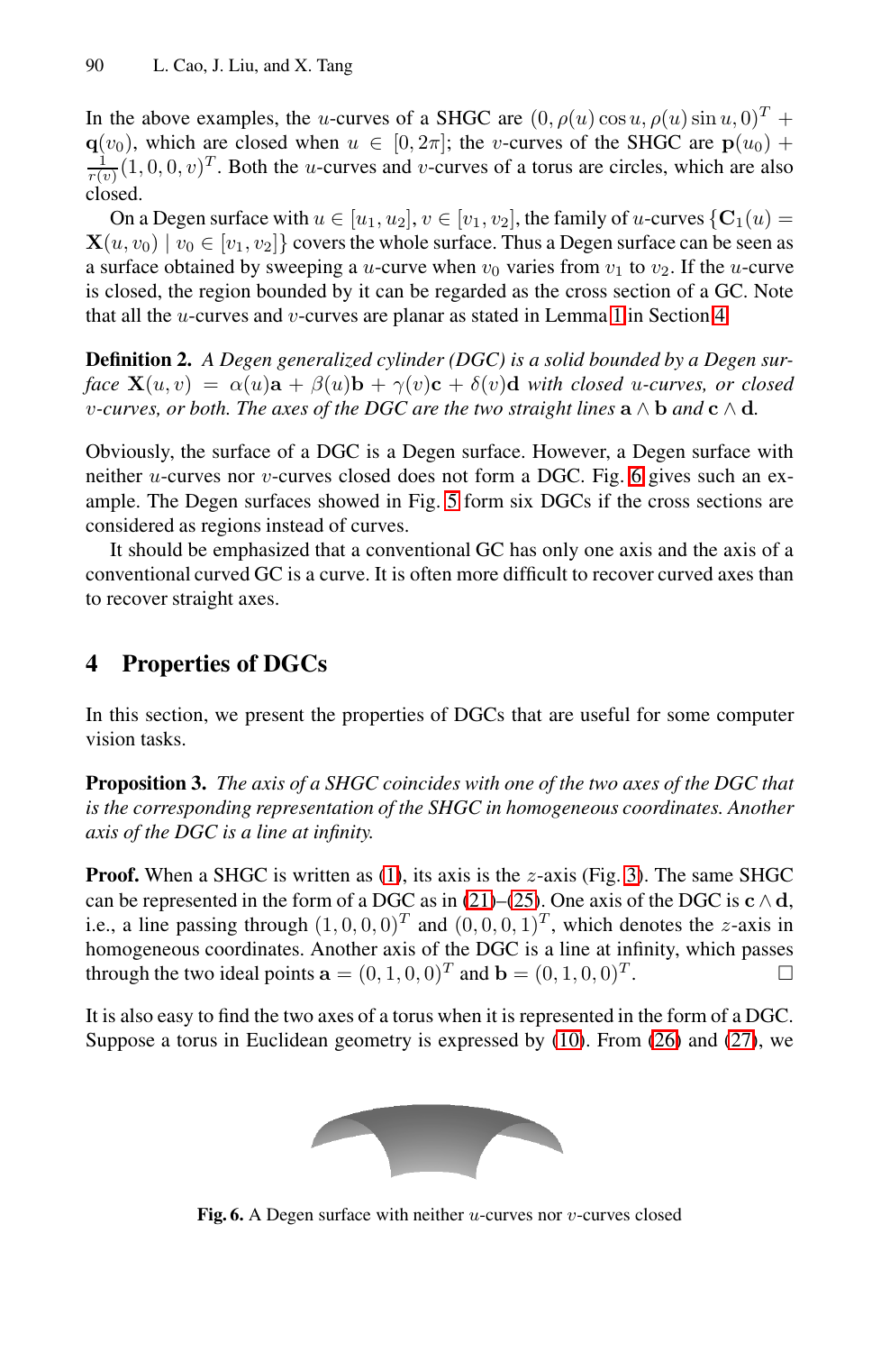In the above examples, the $u$-curves of a SHGC are $(0, \rho(u)\cos u, \rho(u)\sin u, 0)^T + \mathbf{q}(v_0)$, which are closed when $u \in [0, 2\pi]$; the $v$-curves of the SHGC are $\mathbf{p}(u_0) + \frac{1}{r(v)}(1, 0, 0, v)^T$. Both the $u$-curves and $v$-curves of a torus are circles, which are also closed.

On a Degen surface with $u \in [u_1, u_2]$, $v \in [v_1, v_2]$, the family of $u$-curves $\{\mathbf{C}_1(u) = \mathbf{X}(u, v_0) \mid v_0 \in [v_1, v_2]\}$ covers the whole surface. Thus a Degen surface can be seen as a surface obtained by sweeping a $u$-curve when $v_0$ varies from $v_1$ to $v_2$. If the $u$-curve is closed, the region bounded by it can be regarded as the cross section of a GC. Note that all the $u$-curves and $v$-curves are planar as stated in Lemma 1 in Section 4.

**Definition 2.** *A Degen generalized cylinder (DGC) is a solid bounded by a Degen surface* $\mathbf{X}(u, v) = \alpha(u)\mathbf{a} + \beta(u)\mathbf{b} + \gamma(v)\mathbf{c} + \delta(v)\mathbf{d}$ *with closed $u$-curves, or closed $v$-curves, or both. The axes of the DGC are the two straight lines* $\mathbf{a} \wedge \mathbf{b}$ *and* $\mathbf{c} \wedge \mathbf{d}$.

Obviously, the surface of a DGC is a Degen surface. However, a Degen surface with neither $u$-curves nor $v$-curves closed does not form a DGC. Fig. 6 gives such an example. The Degen surfaces showed in Fig. 5 form six DGCs if the cross sections are considered as regions instead of curves.

It should be emphasized that a conventional GC has only one axis and the axis of a conventional curved GC is a curve. It is often more difficult to recover curved axes than to recover straight axes.

## 4 Properties of DGCs

In this section, we present the properties of DGCs that are useful for some computer vision tasks.

**Proposition 3.** *The axis of a SHGC coincides with one of the two axes of the DGC that is the corresponding representation of the SHGC in homogeneous coordinates. Another axis of the DGC is a line at infinity.*

**Proof.** When a SHGC is written as (1), its axis is the $z$-axis (Fig. 3). The same SHGC can be represented in the form of a DGC as in (21)–(25). One axis of the DGC is $\mathbf{c} \wedge \mathbf{d}$, i.e., a line passing through $(1, 0, 0, 0)^T$ and $(0, 0, 0, 1)^T$, which denotes the $z$-axis in homogeneous coordinates. Another axis of the DGC is a line at infinity, which passes through the two ideal points $\mathbf{a} = (0, 1, 0, 0)^T$ and $\mathbf{b} = (0, 1, 0, 0)^T$. □

It is also easy to find the two axes of a torus when it is represented in the form of a DGC. Suppose a torus in Euclidean geometry is expressed by (10). From (26) and (27), we

**Fig. 6.** A Degen surface with neither $u$-curves nor $v$-curves closed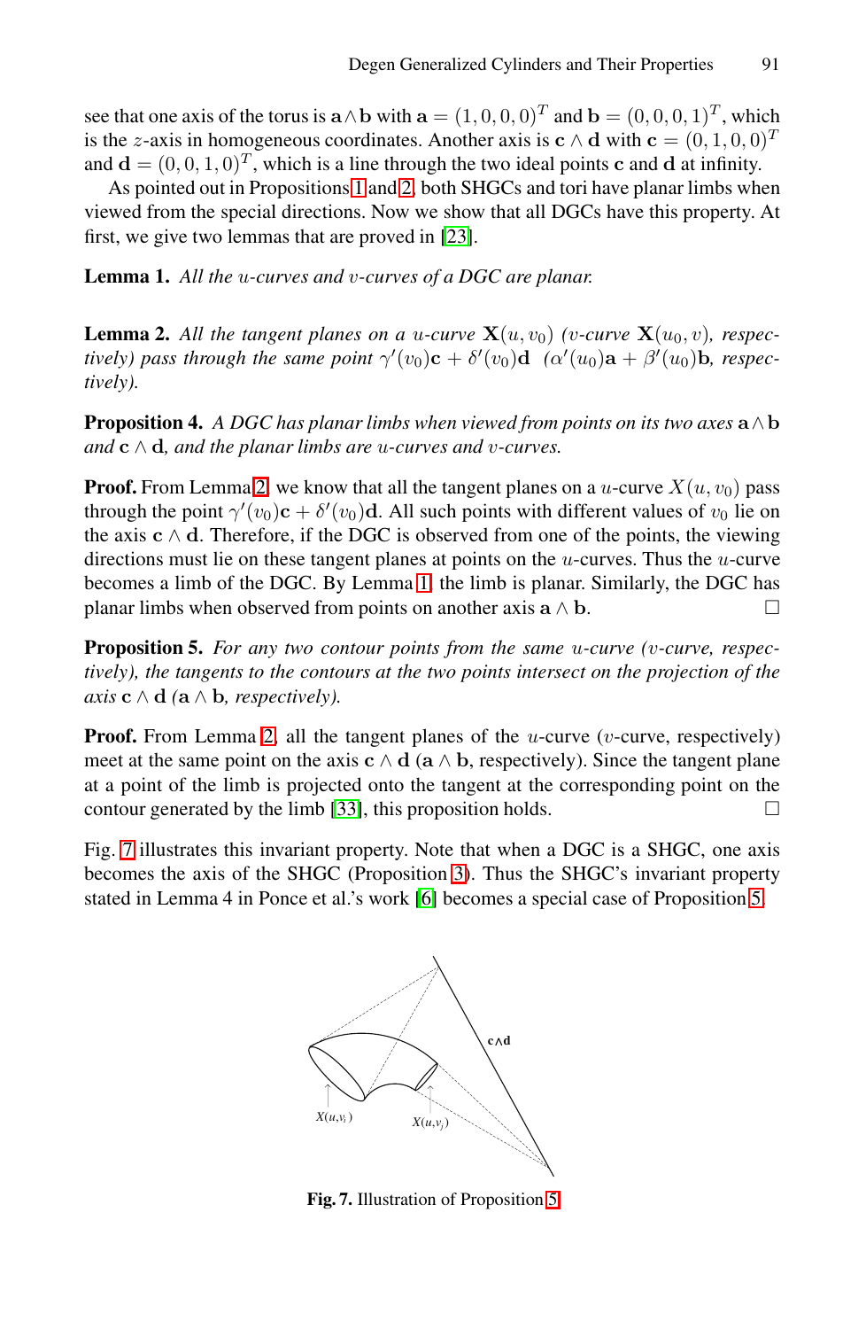see that one axis of the torus is $\mathbf{a} \wedge \mathbf{b}$ with $\mathbf{a} = (1, 0, 0, 0)^T$ and $\mathbf{b} = (0, 0, 0, 1)^T$, which is the $z$-axis in homogeneous coordinates. Another axis is $\mathbf{c} \wedge \mathbf{d}$ with $\mathbf{c} = (0, 1, 0, 0)^T$ and $\mathbf{d} = (0, 0, 1, 0)^T$, which is a line through the two ideal points $\mathbf{c}$ and $\mathbf{d}$ at infinity.

As pointed out in Propositions 1 and 2, both SHGCs and tori have planar limbs when viewed from the special directions. Now we show that all DGCs have this property. At first, we give two lemmas that are proved in [23].

**Lemma 1.** *All the $u$-curves and $v$-curves of a DGC are planar.*

**Lemma 2.** *All the tangent planes on a $u$-curve $\mathbf{X}(u, v_0)$ ($v$-curve $\mathbf{X}(u_0, v)$, respectively) pass through the same point $\gamma'(v_0)\mathbf{c} + \delta'(v_0)\mathbf{d}$ ($\alpha'(u_0)\mathbf{a} + \beta'(u_0)\mathbf{b}$, respectively).*

**Proposition 4.** *A DGC has planar limbs when viewed from points on its two axes $\mathbf{a} \wedge \mathbf{b}$ and $\mathbf{c} \wedge \mathbf{d}$, and the planar limbs are $u$-curves and $v$-curves.*

**Proof.** From Lemma 2, we know that all the tangent planes on a $u$-curve $X(u, v_0)$ pass through the point $\gamma'(v_0)\mathbf{c} + \delta'(v_0)\mathbf{d}$. All such points with different values of $v_0$ lie on the axis $\mathbf{c} \wedge \mathbf{d}$. Therefore, if the DGC is observed from one of the points, the viewing directions must lie on these tangent planes at points on the $u$-curves. Thus the $u$-curve becomes a limb of the DGC. By Lemma 1, the limb is planar. Similarly, the DGC has planar limbs when observed from points on another axis $\mathbf{a} \wedge \mathbf{b}$. □

**Proposition 5.** *For any two contour points from the same $u$-curve ($v$-curve, respectively), the tangents to the contours at the two points intersect on the projection of the axis $\mathbf{c} \wedge \mathbf{d}$ ($\mathbf{a} \wedge \mathbf{b}$, respectively).*

**Proof.** From Lemma 2, all the tangent planes of the $u$-curve ($v$-curve, respectively) meet at the same point on the axis $\mathbf{c} \wedge \mathbf{d}$ ($\mathbf{a} \wedge \mathbf{b}$, respectively). Since the tangent plane at a point of the limb is projected onto the tangent at the corresponding point on the contour generated by the limb [33], this proposition holds. □

Fig. 7 illustrates this invariant property. Note that when a DGC is a SHGC, one axis becomes the axis of the SHGC (Proposition 3). Thus the SHGC's invariant property stated in Lemma 4 in Ponce et al.'s work [6] becomes a special case of Proposition 5.

c∧d

$X(u,v_i)$

$X(u,v_j)$

**Fig. 7.** Illustration of Proposition 5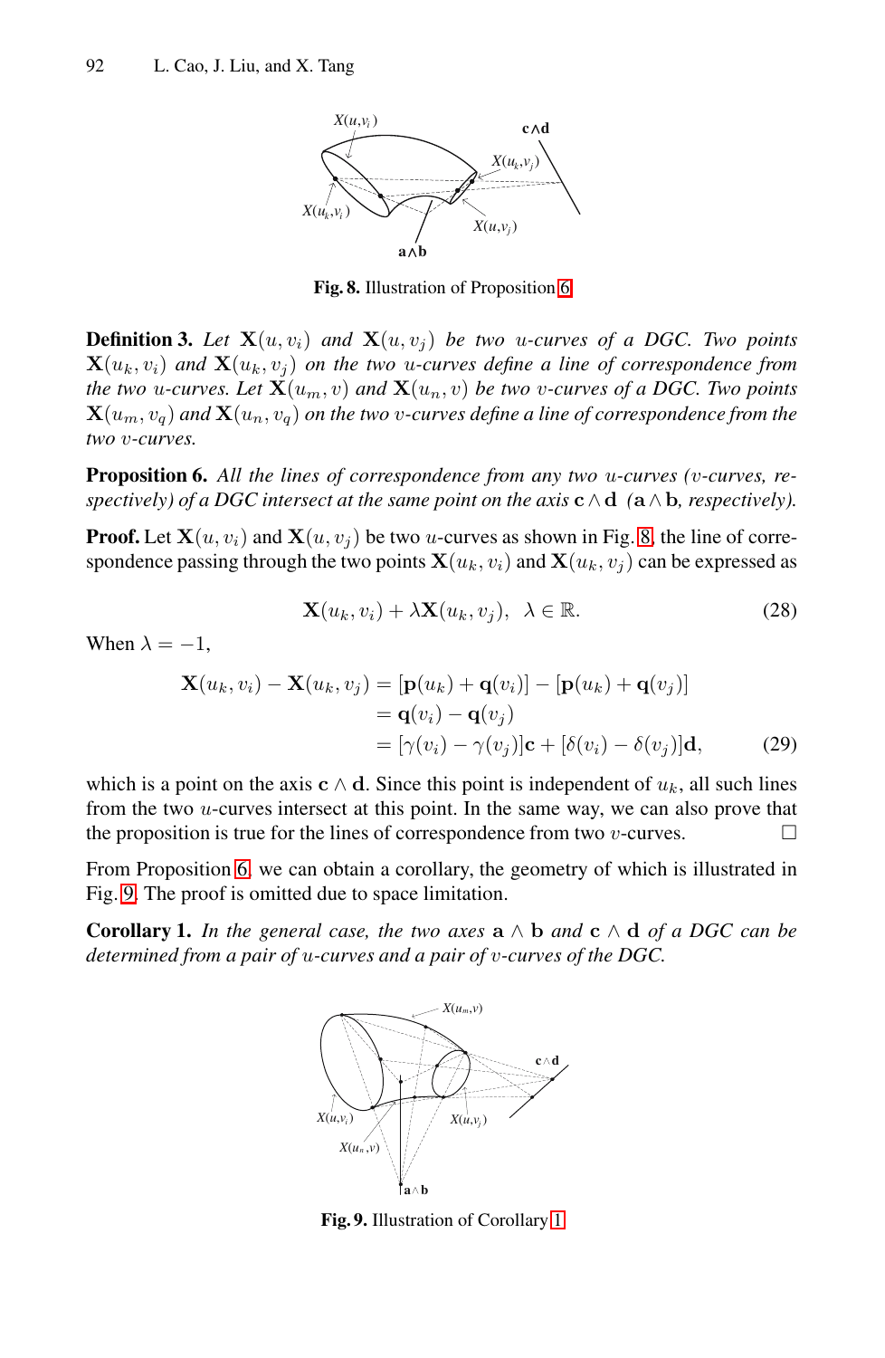Fig. 8. Illustration of Proposition 6

**Definition 3.** *Let $\mathbf{X}(u, v_i)$ and $\mathbf{X}(u, v_j)$ be two $u$-curves of a DGC. Two points $\mathbf{X}(u_k, v_i)$ and $\mathbf{X}(u_k, v_j)$ on the two $u$-curves define a line of correspondence from the two $u$-curves. Let $\mathbf{X}(u_m, v)$ and $\mathbf{X}(u_n, v)$ be two $v$-curves of a DGC. Two points $\mathbf{X}(u_m, v_q)$ and $\mathbf{X}(u_n, v_q)$ on the two $v$-curves define a line of correspondence from the two $v$-curves.*

**Proposition 6.** *All the lines of correspondence from any two $u$-curves ($v$-curves, respectively) of a DGC intersect at the same point on the axis $\mathbf{c} \wedge \mathbf{d}$ ($\mathbf{a} \wedge \mathbf{b}$, respectively).*

**Proof.** Let $\mathbf{X}(u, v_i)$ and $\mathbf{X}(u, v_j)$ be two $u$-curves as shown in Fig. 8, the line of correspondence passing through the two points $\mathbf{X}(u_k, v_i)$ and $\mathbf{X}(u_k, v_j)$ can be expressed as

$$\mathbf{X}(u_k, v_i) + \lambda \mathbf{X}(u_k, v_j), \quad \lambda \in \mathbb{R}. \tag{28}$$

When $\lambda = -1$,

$$\begin{aligned} \mathbf{X}(u_k, v_i) - \mathbf{X}(u_k, v_j) &= [\mathbf{p}(u_k) + \mathbf{q}(v_i)] - [\mathbf{p}(u_k) + \mathbf{q}(v_j)] \\ &= \mathbf{q}(v_i) - \mathbf{q}(v_j) \\ &= [\gamma(v_i) - \gamma(v_j)]\mathbf{c} + [\delta(v_i) - \delta(v_j)]\mathbf{d}, \end{aligned} \tag{29}$$

which is a point on the axis $\mathbf{c} \wedge \mathbf{d}$. Since this point is independent of $u_k$, all such lines from the two $u$-curves intersect at this point. In the same way, we can also prove that the proposition is true for the lines of correspondence from two $v$-curves. □

From Proposition 6, we can obtain a corollary, the geometry of which is illustrated in Fig. 9. The proof is omitted due to space limitation.

**Corollary 1.** *In the general case, the two axes $\mathbf{a} \wedge \mathbf{b}$ and $\mathbf{c} \wedge \mathbf{d}$ of a DGC can be determined from a pair of $u$-curves and a pair of $v$-curves of the DGC.*

Fig. 9. Illustration of Corollary 1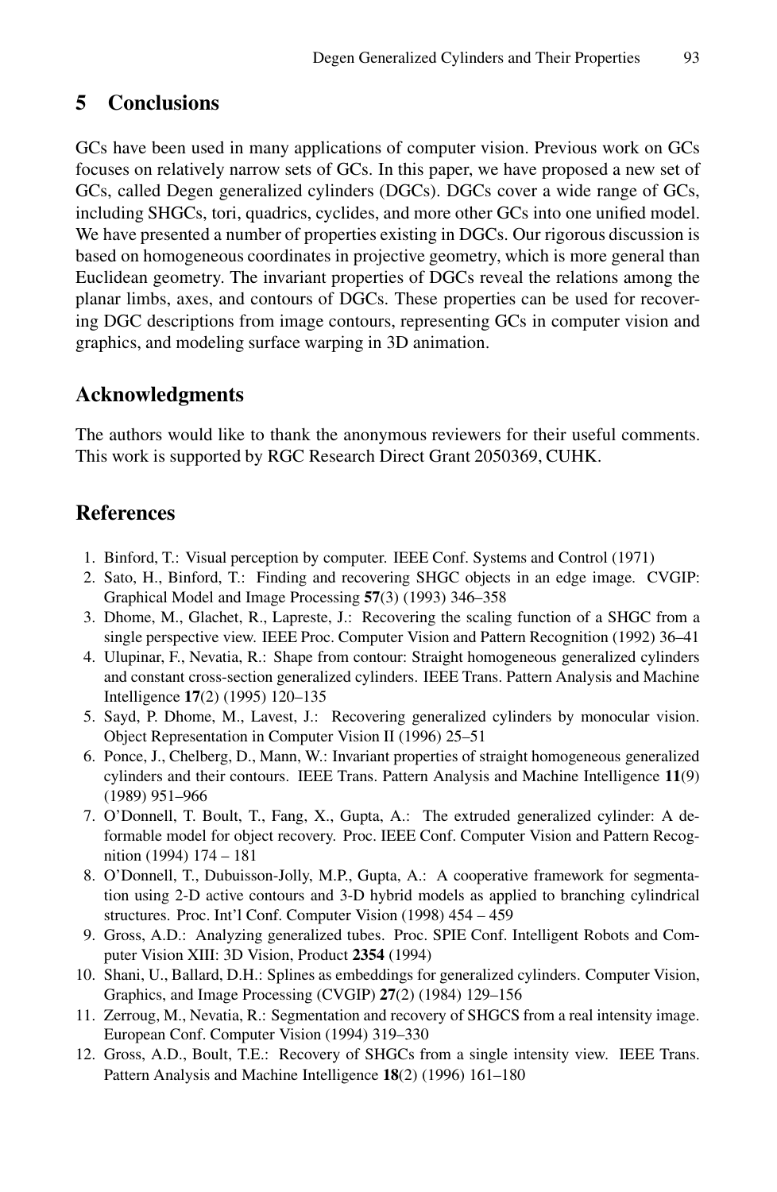## 5 Conclusions

GCs have been used in many applications of computer vision. Previous work on GCs focuses on relatively narrow sets of GCs. In this paper, we have proposed a new set of GCs, called Degen generalized cylinders (DGCs). DGCs cover a wide range of GCs, including SHGCs, tori, quadrics, cyclides, and more other GCs into one unified model. We have presented a number of properties existing in DGCs. Our rigorous discussion is based on homogeneous coordinates in projective geometry, which is more general than Euclidean geometry. The invariant properties of DGCs reveal the relations among the planar limbs, axes, and contours of DGCs. These properties can be used for recovering DGC descriptions from image contours, representing GCs in computer vision and graphics, and modeling surface warping in 3D animation.

## Acknowledgments

The authors would like to thank the anonymous reviewers for their useful comments. This work is supported by RGC Research Direct Grant 2050369, CUHK.

## References

1. Binford, T.: Visual perception by computer. IEEE Conf. Systems and Control (1971)
2. Sato, H., Binford, T.: Finding and recovering SHGC objects in an edge image. CVGIP: Graphical Model and Image Processing **57**(3) (1993) 346–358
3. Dhome, M., Glachet, R., Lapreste, J.: Recovering the scaling function of a SHGC from a single perspective view. IEEE Proc. Computer Vision and Pattern Recognition (1992) 36–41
4. Ulupinar, F., Nevatia, R.: Shape from contour: Straight homogeneous generalized cylinders and constant cross-section generalized cylinders. IEEE Trans. Pattern Analysis and Machine Intelligence **17**(2) (1995) 120–135
5. Sayd, P. Dhome, M., Lavest, J.: Recovering generalized cylinders by monocular vision. Object Representation in Computer Vision II (1996) 25–51
6. Ponce, J., Chelberg, D., Mann, W.: Invariant properties of straight homogeneous generalized cylinders and their contours. IEEE Trans. Pattern Analysis and Machine Intelligence **11**(9) (1989) 951–966
7. O'Donnell, T. Boult, T., Fang, X., Gupta, A.: The extruded generalized cylinder: A deformable model for object recovery. Proc. IEEE Conf. Computer Vision and Pattern Recognition (1994) 174 – 181
8. O'Donnell, T., Dubuisson-Jolly, M.P., Gupta, A.: A cooperative framework for segmentation using 2-D active contours and 3-D hybrid models as applied to branching cylindrical structures. Proc. Int'l Conf. Computer Vision (1998) 454 – 459
9. Gross, A.D.: Analyzing generalized tubes. Proc. SPIE Conf. Intelligent Robots and Computer Vision XIII: 3D Vision, Product **2354** (1994)
10. Shani, U., Ballard, D.H.: Splines as embeddings for generalized cylinders. Computer Vision, Graphics, and Image Processing (CVGIP) **27**(2) (1984) 129–156
11. Zerroug, M., Nevatia, R.: Segmentation and recovery of SHGCS from a real intensity image. European Conf. Computer Vision (1994) 319–330
12. Gross, A.D., Boult, T.E.: Recovery of SHGCs from a single intensity view. IEEE Trans. Pattern Analysis and Machine Intelligence **18**(2) (1996) 161–180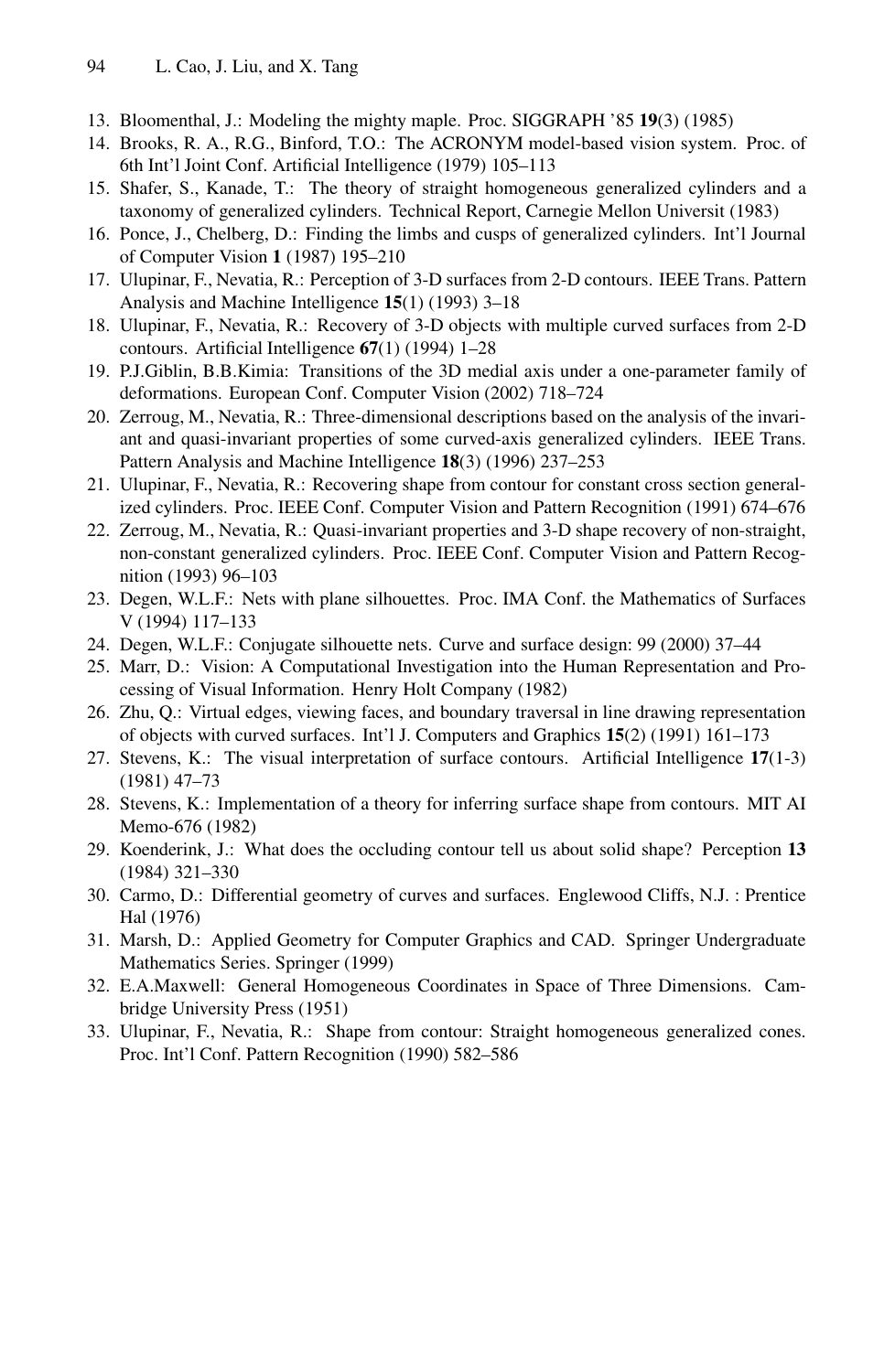13. Bloomenthal, J.: Modeling the mighty maple. Proc. SIGGRAPH '85 **19**(3) (1985)
14. Brooks, R. A., R.G., Binford, T.O.: The ACRONYM model-based vision system. Proc. of 6th Int'l Joint Conf. Artificial Intelligence (1979) 105–113
15. Shafer, S., Kanade, T.: The theory of straight homogeneous generalized cylinders and a taxonomy of generalized cylinders. Technical Report, Carnegie Mellon Universit (1983)
16. Ponce, J., Chelberg, D.: Finding the limbs and cusps of generalized cylinders. Int'l Journal of Computer Vision **1** (1987) 195–210
17. Ulupinar, F., Nevatia, R.: Perception of 3-D surfaces from 2-D contours. IEEE Trans. Pattern Analysis and Machine Intelligence **15**(1) (1993) 3–18
18. Ulupinar, F., Nevatia, R.: Recovery of 3-D objects with multiple curved surfaces from 2-D contours. Artificial Intelligence **67**(1) (1994) 1–28
19. P.J.Giblin, B.B.Kimia: Transitions of the 3D medial axis under a one-parameter family of deformations. European Conf. Computer Vision (2002) 718–724
20. Zerroug, M., Nevatia, R.: Three-dimensional descriptions based on the analysis of the invariant and quasi-invariant properties of some curved-axis generalized cylinders. IEEE Trans. Pattern Analysis and Machine Intelligence **18**(3) (1996) 237–253
21. Ulupinar, F., Nevatia, R.: Recovering shape from contour for constant cross section generalized cylinders. Proc. IEEE Conf. Computer Vision and Pattern Recognition (1991) 674–676
22. Zerroug, M., Nevatia, R.: Quasi-invariant properties and 3-D shape recovery of non-straight, non-constant generalized cylinders. Proc. IEEE Conf. Computer Vision and Pattern Recognition (1993) 96–103
23. Degen, W.L.F.: Nets with plane silhouettes. Proc. IMA Conf. the Mathematics of Surfaces V (1994) 117–133
24. Degen, W.L.F.: Conjugate silhouette nets. Curve and surface design: 99 (2000) 37–44
25. Marr, D.: Vision: A Computational Investigation into the Human Representation and Processing of Visual Information. Henry Holt Company (1982)
26. Zhu, Q.: Virtual edges, viewing faces, and boundary traversal in line drawing representation of objects with curved surfaces. Int'l J. Computers and Graphics **15**(2) (1991) 161–173
27. Stevens, K.: The visual interpretation of surface contours. Artificial Intelligence **17**(1-3) (1981) 47–73
28. Stevens, K.: Implementation of a theory for inferring surface shape from contours. MIT AI Memo-676 (1982)
29. Koenderink, J.: What does the occluding contour tell us about solid shape? Perception **13** (1984) 321–330
30. Carmo, D.: Differential geometry of curves and surfaces. Englewood Cliffs, N.J. : Prentice Hal (1976)
31. Marsh, D.: Applied Geometry for Computer Graphics and CAD. Springer Undergraduate Mathematics Series. Springer (1999)
32. E.A.Maxwell: General Homogeneous Coordinates in Space of Three Dimensions. Cambridge University Press (1951)
33. Ulupinar, F., Nevatia, R.: Shape from contour: Straight homogeneous generalized cones. Proc. Int'l Conf. Pattern Recognition (1990) 582–586